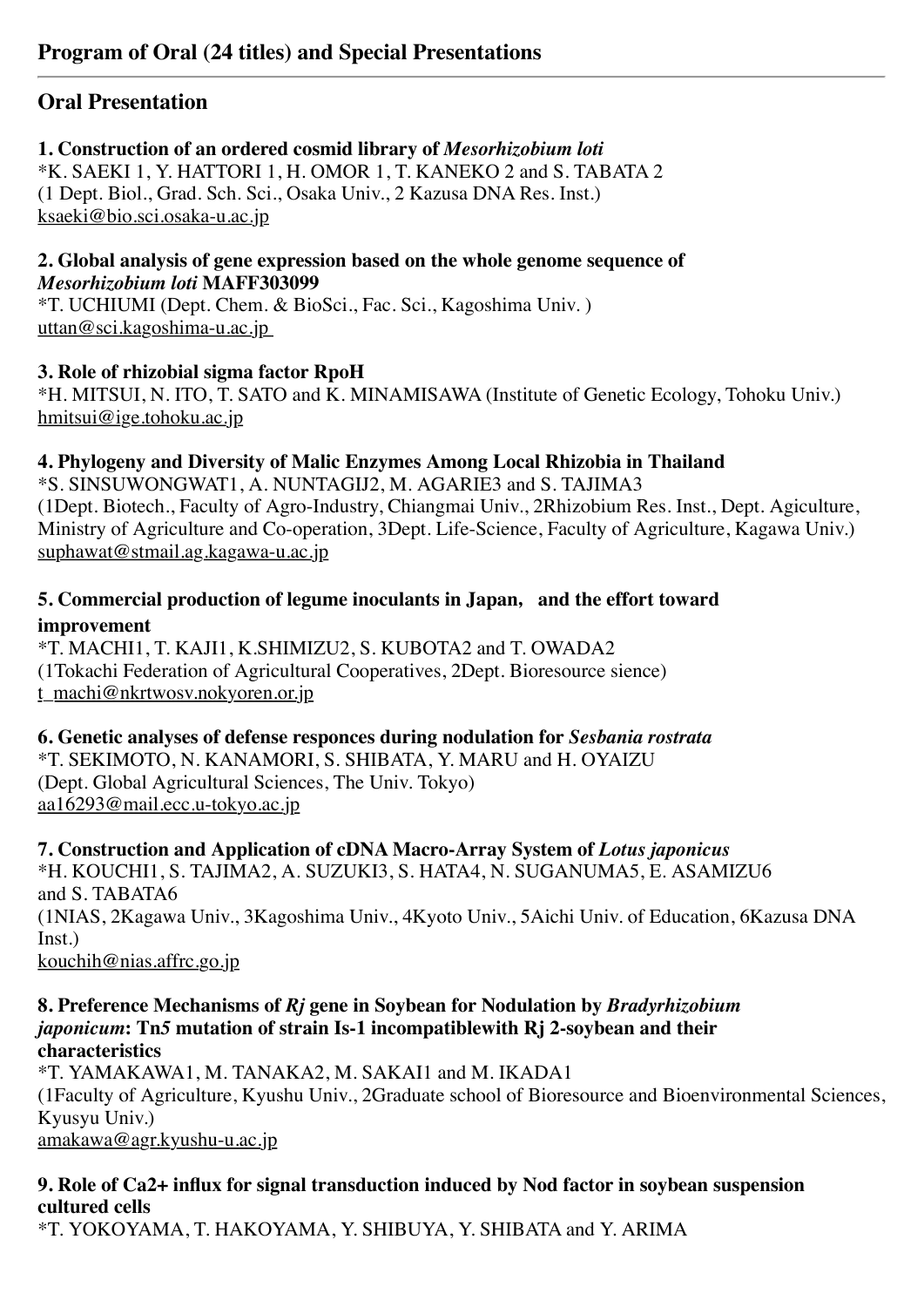## Program of Oral (24 titles) and Special Presentations

---

### Oral Presentation

**1. Construction of an ordered cosmid library of *Mesorhizobium loti***
*K. SAEKI 1, Y. HATTORI 1, H. OMOR 1, T. KANEKO 2 and S. TABATA 2
(1 Dept. Biol., Grad. Sch. Sci., Osaka Univ., 2 Kazusa DNA Res. Inst.)
ksaeki@bio.sci.osaka-u.ac.jp

**2. Global analysis of gene expression based on the whole genome sequence of *Mesorhizobium loti* MAFF303099**
*T. UCHIUMI (Dept. Chem. & BioSci., Fac. Sci., Kagoshima Univ. )
uttan@sci.kagoshima-u.ac.jp

**3. Role of rhizobial sigma factor RpoH**
*H. MITSUI, N. ITO, T. SATO and K. MINAMISAWA (Institute of Genetic Ecology, Tohoku Univ.)
hmitsui@ige.tohoku.ac.jp

**4. Phylogeny and Diversity of Malic Enzymes Among Local Rhizobia in Thailand**
*S. SINSUWONGWAT1, A. NUNTAGIJ2, M. AGARIE3 and S. TAJIMA3
(1Dept. Biotech., Faculty of Agro-Industry, Chiangmai Univ., 2Rhizobium Res. Inst., Dept. Agiculture, Ministry of Agriculture and Co-operation, 3Dept. Life-Science, Faculty of Agriculture, Kagawa Univ.)
suphawat@stmail.ag.kagawa-u.ac.jp

**5. Commercial production of legume inoculants in Japan, and the effort toward improvement**
*T. MACHI1, T. KAJI1, K.SHIMIZU2, S. KUBOTA2 and T. OWADA2
(1Tokachi Federation of Agricultural Cooperatives, 2Dept. Bioresource sience)
t_machi@nkrtwosv.nokyoren.or.jp

**6. Genetic analyses of defense responces during nodulation for *Sesbania rostrata***
*T. SEKIMOTO, N. KANAMORI, S. SHIBATA, Y. MARU and H. OYAIZU
(Dept. Global Agricultural Sciences, The Univ. Tokyo)
aa16293@mail.ecc.u-tokyo.ac.jp

**7. Construction and Application of cDNA Macro-Array System of *Lotus japonicus***
*H. KOUCHI1, S. TAJIMA2, A. SUZUKI3, S. HATA4, N. SUGANUMA5, E. ASAMIZU6 and S. TABATA6
(1NIAS, 2Kagawa Univ., 3Kagoshima Univ., 4Kyoto Univ., 5Aichi Univ. of Education, 6Kazusa DNA Inst.)
kouchih@nias.affrc.go.jp

**8. Preference Mechanisms of *Rj* gene in Soybean for Nodulation by *Bradyrhizobium japonicum*: Tn*5* mutation of strain Is-1 incompatiblewith Rj 2-soybean and their characteristics**
*T. YAMAKAWA1, M. TANAKA2, M. SAKAI1 and M. IKADA1
(1Faculty of Agriculture, Kyushu Univ., 2Graduate school of Bioresource and Bioenvironmental Sciences, Kyusyu Univ.)
amakawa@agr.kyushu-u.ac.jp

**9. Role of $Ca^{2+}$ influx for signal transduction induced by Nod factor in soybean suspension cultured cells**
*T. YOKOYAMA, T. HAKOYAMA, Y. SHIBUYA, Y. SHIBATA and Y. ARIMA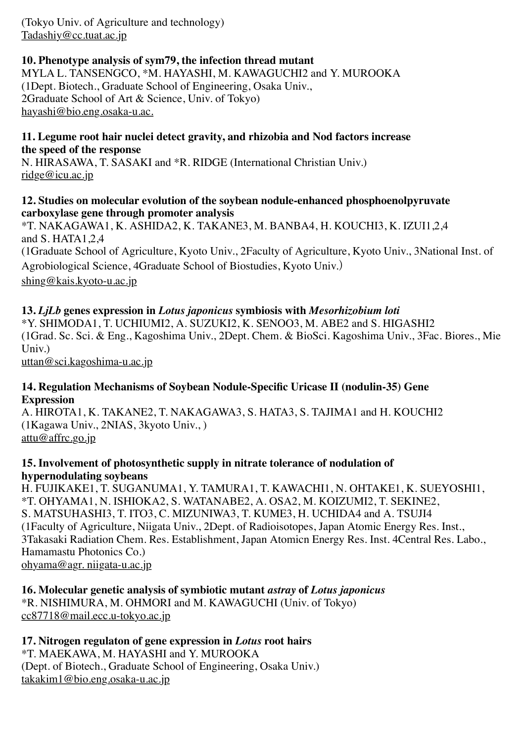(Tokyo Univ. of Agriculture and technology)
Tadashiy@cc.tuat.ac.jp

**10. Phenotype analysis of sym79, the infection thread mutant**
MYLA L. TANSENGCO, *M. HAYASHI, M. KAWAGUCHI2 and Y. MUROOKA
(1Dept. Biotech., Graduate School of Engineering, Osaka Univ.,
2Graduate School of Art & Science, Univ. of Tokyo)
hayashi@bio.eng.osaka-u.ac.

**11. Legume root hair nuclei detect gravity, and rhizobia and Nod factors increase the speed of the response**
N. HIRASAWA, T. SASAKI and *R. RIDGE (International Christian Univ.)
ridge@icu.ac.jp

**12. Studies on molecular evolution of the soybean nodule-enhanced phosphoenolpyruvate carboxylase gene through promoter analysis**
*T. NAKAGAWA1, K. ASHIDA2, K. TAKANE3, M. BANBA4, H. KOUCHI3, K. IZUI1,2,4 and S. HATA1,2,4
(1Graduate School of Agriculture, Kyoto Univ., 2Faculty of Agriculture, Kyoto Univ., 3National Inst. of Agrobiological Science, 4Graduate School of Biostudies, Kyoto Univ.)
shing@kais.kyoto-u.ac.jp

**13. *LjLb* genes expression in *Lotus japonicus* symbiosis with *Mesorhizobium loti***
*Y. SHIMODA1, T. UCHIUMI2, A. SUZUKI2, K. SENOO3, M. ABE2 and S. HIGASHI2
(1Grad. Sc. Sci. & Eng., Kagoshima Univ., 2Dept. Chem. & BioSci. Kagoshima Univ., 3Fac. Biores., Mie Univ.)
uttan@sci.kagoshima-u.ac.jp

**14. Regulation Mechanisms of Soybean Nodule-Specific Uricase II (nodulin-35) Gene Expression**
A. HIROTA1, K. TAKANE2, T. NAKAGAWA3, S. HATA3, S. TAJIMA1 and H. KOUCHI2
(1Kagawa Univ., 2NIAS, 3kyoto Univ., )
attu@affrc.go.jp

**15. Involvement of photosynthetic supply in nitrate tolerance of nodulation of hypernodulating soybeans**
H. FUJIKAKE1, T. SUGANUMA1, Y. TAMURA1, T. KAWACHI1, N. OHTAKE1, K. SUEYOSHI1, *T. OHYAMA1, N. ISHIOKA2, S. WATANABE2, A. OSA2, M. KOIZUMI2, T. SEKINE2, S. MATSUHASHI3, T. ITO3, C. MIZUNIWA3, T. KUME3, H. UCHIDA4 and A. TSUJI4
(1Faculty of Agriculture, Niigata Univ., 2Dept. of Radioisotopes, Japan Atomic Energy Res. Inst., 3Takasaki Radiation Chem. Res. Establishment, Japan Atomicn Energy Res. Inst. 4Central Res. Labo., Hamamastu Photonics Co.)
ohyama@agr. niigata-u.ac.jp

**16. Molecular genetic analysis of symbiotic mutant *astray* of *Lotus japonicus***
*R. NISHIMURA, M. OHMORI and M. KAWAGUCHI (Univ. of Tokyo)
cc87718@mail.ecc.u-tokyo.ac.jp

**17. Nitrogen regulaton of gene expression in *Lotus* root hairs**
*T. MAEKAWA, M. HAYASHI and Y. MUROOKA
(Dept. of Biotech., Graduate School of Engineering, Osaka Univ.)
takakim1@bio.eng.osaka-u.ac.jp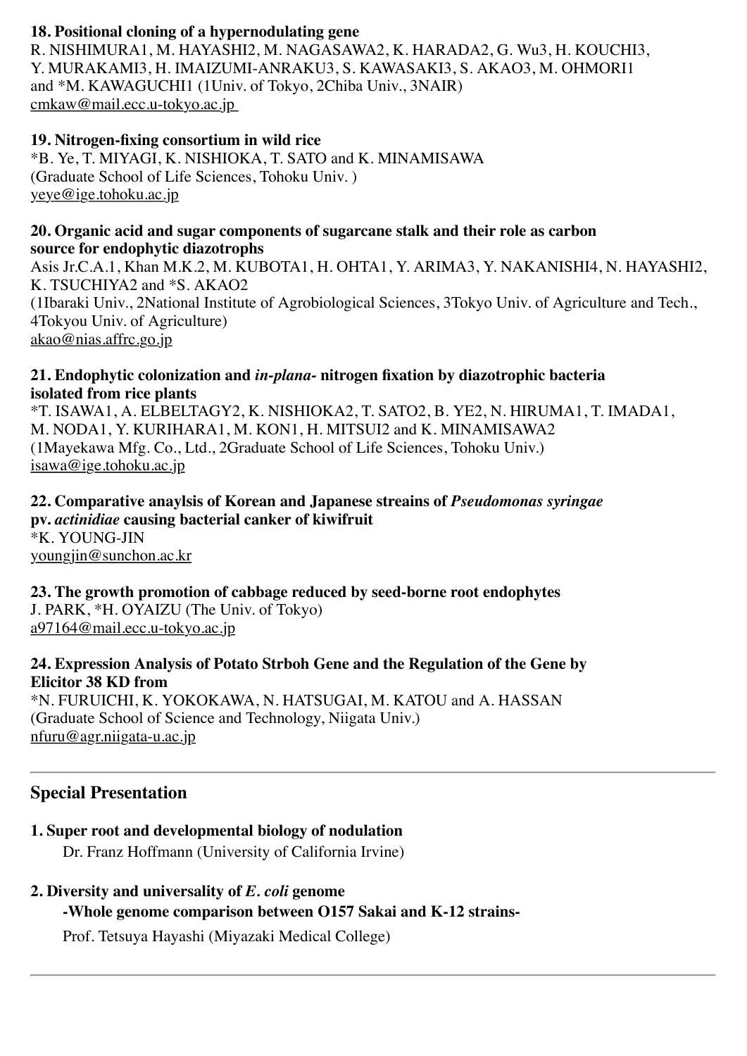**18. Positional cloning of a hypernodulating gene**
R. NISHIMURA1, M. HAYASHI2, M. NAGASAWA2, K. HARADA2, G. Wu3, H. KOUCHI3, Y. MURAKAMI3, H. IMAIZUMI-ANRAKU3, S. KAWASAKI3, S. AKAO3, M. OHMORI1 and *M. KAWAGUCHI1 (1Univ. of Tokyo, 2Chiba Univ., 3NAIR)
cmkaw@mail.ecc.u-tokyo.ac.jp

**19. Nitrogen-fixing consortium in wild rice**
*B. Ye, T. MIYAGI, K. NISHIOKA, T. SATO and K. MINAMISAWA
(Graduate School of Life Sciences, Tohoku Univ. )
yeye@ige.tohoku.ac.jp

**20. Organic acid and sugar components of sugarcane stalk and their role as carbon source for endophytic diazotrophs**
Asis Jr.C.A.1, Khan M.K.2, M. KUBOTA1, H. OHTA1, Y. ARIMA3, Y. NAKANISHI4, N. HAYASHI2, K. TSUCHIYA2 and *S. AKAO2
(1Ibaraki Univ., 2National Institute of Agrobiological Sciences, 3Tokyo Univ. of Agriculture and Tech., 4Tokyou Univ. of Agriculture)
akao@nias.affrc.go.jp

**21. Endophytic colonization and *in-plana-* nitrogen fixation by diazotrophic bacteria isolated from rice plants**
*T. ISAWA1, A. ELBELTAGY2, K. NISHIOKA2, T. SATO2, B. YE2, N. HIRUMA1, T. IMADA1, M. NODA1, Y. KURIHARA1, M. KON1, H. MITSUI2 and K. MINAMISAWA2
(1Mayekawa Mfg. Co., Ltd., 2Graduate School of Life Sciences, Tohoku Univ.)
isawa@ige.tohoku.ac.jp

**22. Comparative anaylsis of Korean and Japanese strains of *Pseudomonas syringae* pv. *actinidiae* causing bacterial canker of kiwifruit**
*K. YOUNG-JIN
youngjin@sunchon.ac.kr

**23. The growth promotion of cabbage reduced by seed-borne root endophytes**
J. PARK, *H. OYAIZU (The Univ. of Tokyo)
a97164@mail.ecc.u-tokyo.ac.jp

**24. Expression Analysis of Potato Strboh Gene and the Regulation of the Gene by Elicitor 38 KD from**
*N. FURUICHI, K. YOKOKAWA, N. HATSUGAI, M. KATOU and A. HASSAN
(Graduate School of Science and Technology, Niigata Univ.)
nfuru@agr.niigata-u.ac.jp

---

## Special Presentation

**1. Super root and developmental biology of nodulation**
Dr. Franz Hoffmann (University of California Irvine)

**2. Diversity and universality of *E. coli* genome**
**-Whole genome comparison between O157 Sakai and K-12 strains-**
Prof. Tetsuya Hayashi (Miyazaki Medical College)

---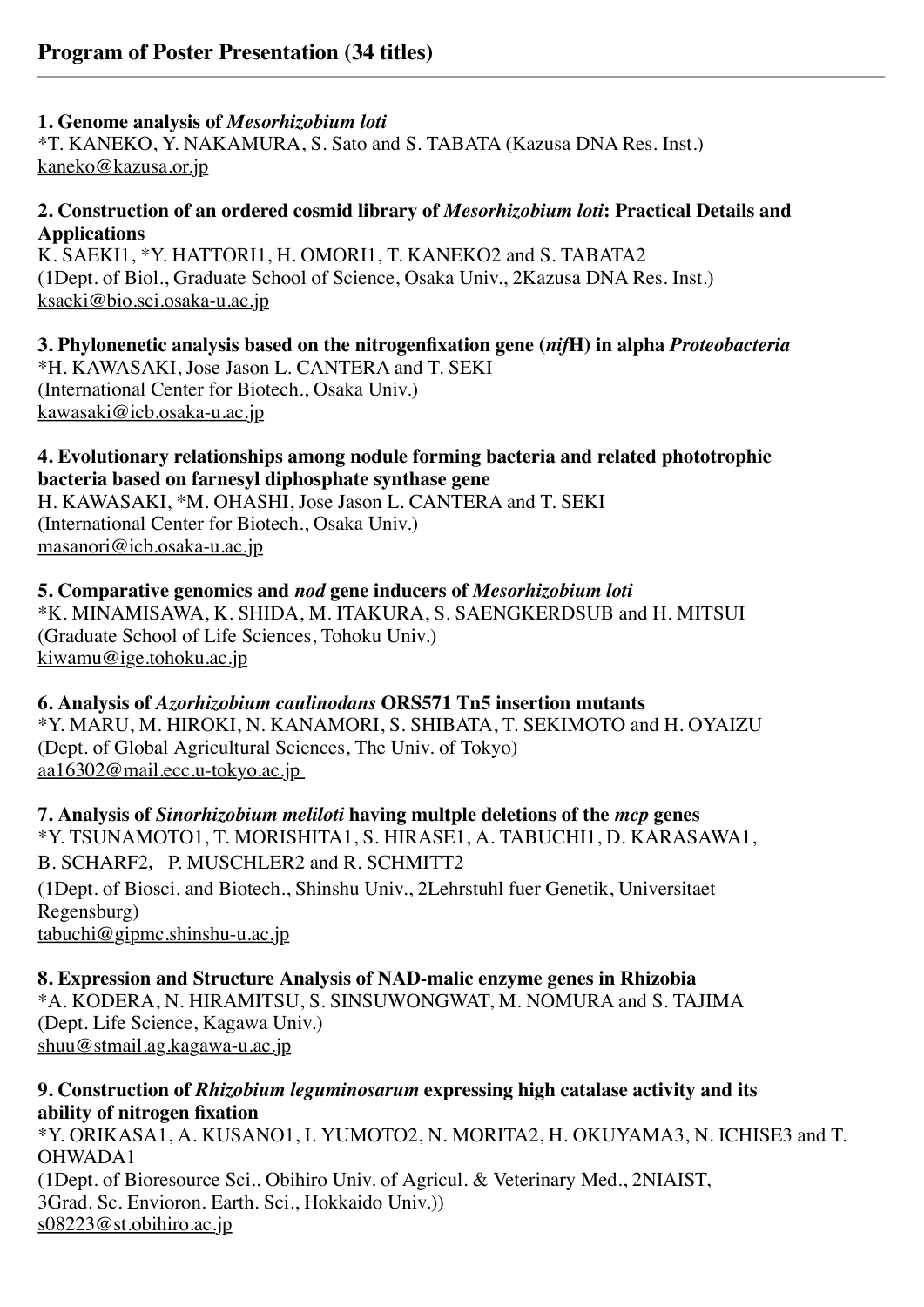## Program of Poster Presentation (34 titles)

---

**1. Genome analysis of *Mesorhizobium loti***
*T. KANEKO, Y. NAKAMURA, S. Sato and S. TABATA (Kazusa DNA Res. Inst.)
kaneko@kazusa.or.jp

**2. Construction of an ordered cosmid library of *Mesorhizobium loti*: Practical Details and Applications**
K. SAEKI1, *Y. HATTORI1, H. OMORI1, T. KANEKO2 and S. TABATA2
(1Dept. of Biol., Graduate School of Science, Osaka Univ., 2Kazusa DNA Res. Inst.)
ksaeki@bio.sci.osaka-u.ac.jp

**3. Phylonenetic analysis based on the nitrogenfixation gene (*nif*H) in alpha *Proteobacteria***
*H. KAWASAKI, Jose Jason L. CANTERA and T. SEKI
(International Center for Biotech., Osaka Univ.)
kawasaki@icb.osaka-u.ac.jp

**4. Evolutionary relationships among nodule forming bacteria and related phototrophic bacteria based on farnesyl diphosphate synthase gene**
H. KAWASAKI, *M. OHASHI, Jose Jason L. CANTERA and T. SEKI
(International Center for Biotech., Osaka Univ.)
masanori@icb.osaka-u.ac.jp

**5. Comparative genomics and *nod* gene inducers of *Mesorhizobium loti***
*K. MINAMISAWA, K. SHIDA, M. ITAKURA, S. SAENGKERDSUB and H. MITSUI
(Graduate School of Life Sciences, Tohoku Univ.)
kiwamu@ige.tohoku.ac.jp

**6. Analysis of *Azorhizobium caulinodans* ORS571 Tn5 insertion mutants**
*Y. MARU, M. HIROKI, N. KANAMORI, S. SHIBATA, T. SEKIMOTO and H. OYAIZU
(Dept. of Global Agricultural Sciences, The Univ. of Tokyo)
aa16302@mail.ecc.u-tokyo.ac.jp

**7. Analysis of *Sinorhizobium meliloti* having multple deletions of the *mcp* genes**
*Y. TSUNAMOTO1, T. MORISHITA1, S. HIRASE1, A. TABUCHI1, D. KARASAWA1, B. SCHARF2, P. MUSCHLER2 and R. SCHMITT2
(1Dept. of Biosci. and Biotech., Shinshu Univ., 2Lehrstuhl fuer Genetik, Universitaet Regensburg)
tabuchi@gipmc.shinshu-u.ac.jp

**8. Expression and Structure Analysis of NAD-malic enzyme genes in Rhizobia**
*A. KODERA, N. HIRAMITSU, S. SINSUWONGWAT, M. NOMURA and S. TAJIMA
(Dept. Life Science, Kagawa Univ.)
shuu@stmail.ag.kagawa-u.ac.jp

**9. Construction of *Rhizobium leguminosarum* expressing high catalase activity and its ability of nitrogen fixation**
*Y. ORIKASA1, A. KUSANO1, I. YUMOTO2, N. MORITA2, H. OKUYAMA3, N. ICHISE3 and T. OHWADA1
(1Dept. of Bioresource Sci., Obihiro Univ. of Agricul. & Veterinary Med., 2NIAIST, 3Grad. Sc. Envioron. Earth. Sci., Hokkaido Univ.))
s08223@st.obihiro.ac.jp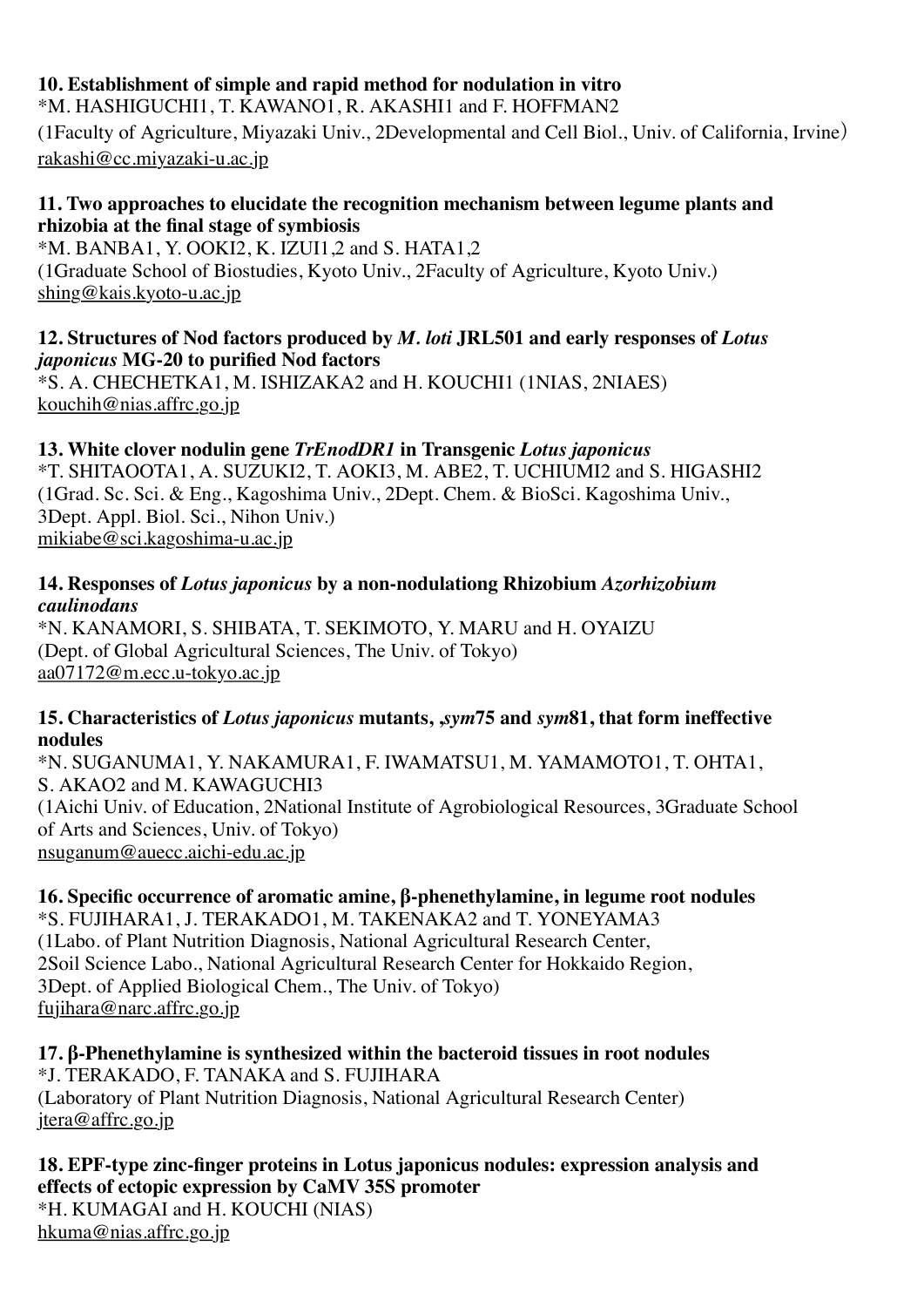**10. Establishment of simple and rapid method for nodulation in vitro**
*M. HASHIGUCHI1, T. KAWANO1, R. AKASHI1 and F. HOFFMAN2
(1Faculty of Agriculture, Miyazaki Univ., 2Developmental and Cell Biol., Univ. of California, Irvine)
rakashi@cc.miyazaki-u.ac.jp

**11. Two approaches to elucidate the recognition mechanism between legume plants and rhizobia at the final stage of symbiosis**
*M. BANBA1, Y. OOKI2, K. IZUI1,2 and S. HATA1,2
(1Graduate School of Biostudies, Kyoto Univ., 2Faculty of Agriculture, Kyoto Univ.)
shing@kais.kyoto-u.ac.jp

**12. Structures of Nod factors produced by *M. loti* JRL501 and early responses of *Lotus japonicus* MG-20 to purified Nod factors**
*S. A. CHECHETKA1, M. ISHIZAKA2 and H. KOUCHI1 (1NIAS, 2NIAES)
kouchih@nias.affrc.go.jp

**13. White clover nodulin gene *TrEnodDR1* in Transgenic *Lotus japonicus***
*T. SHITAOOTA1, A. SUZUKI2, T. AOKI3, M. ABE2, T. UCHIUMI2 and S. HIGASHI2
(1Grad. Sc. Sci. & Eng., Kagoshima Univ., 2Dept. Chem. & BioSci. Kagoshima Univ., 3Dept. Appl. Biol. Sci., Nihon Univ.)
mikiabe@sci.kagoshima-u.ac.jp

**14. Responses of *Lotus japonicus* by a non-nodulationg Rhizobium *Azorhizobium caulinodans***
*N. KANAMORI, S. SHIBATA, T. SEKIMOTO, Y. MARU and H. OYAIZU
(Dept. of Global Agricultural Sciences, The Univ. of Tokyo)
aa07172@m.ecc.u-tokyo.ac.jp

**15. Characteristics of *Lotus japonicus* mutants, ,*sym*75 and *sym*81, that form ineffective nodules**
*N. SUGANUMA1, Y. NAKAMURA1, F. IWAMATSU1, M. YAMAMOTO1, T. OHTA1, S. AKAO2 and M. KAWAGUCHI3
(1Aichi Univ. of Education, 2National Institute of Agrobiological Resources, 3Graduate School of Arts and Sciences, Univ. of Tokyo)
nsuganum@auecc.aichi-edu.ac.jp

**16. Specific occurrence of aromatic amine, β-phenethylamine, in legume root nodules**
*S. FUJIHARA1, J. TERAKADO1, M. TAKENAKA2 and T. YONEYAMA3
(1Labo. of Plant Nutrition Diagnosis, National Agricultural Research Center, 2Soil Science Labo., National Agricultural Research Center for Hokkaido Region, 3Dept. of Applied Biological Chem., The Univ. of Tokyo)
fujihara@narc.affrc.go.jp

**17. β-Phenethylamine is synthesized within the bacteroid tissues in root nodules**
*J. TERAKADO, F. TANAKA and S. FUJIHARA
(Laboratory of Plant Nutrition Diagnosis, National Agricultural Research Center)
jtera@affrc.go.jp

**18. EPF-type zinc-finger proteins in Lotus japonicus nodules: expression analysis and effects of ectopic expression by CaMV 35S promoter**
*H. KUMAGAI and H. KOUCHI (NIAS)
hkuma@nias.affrc.go.jp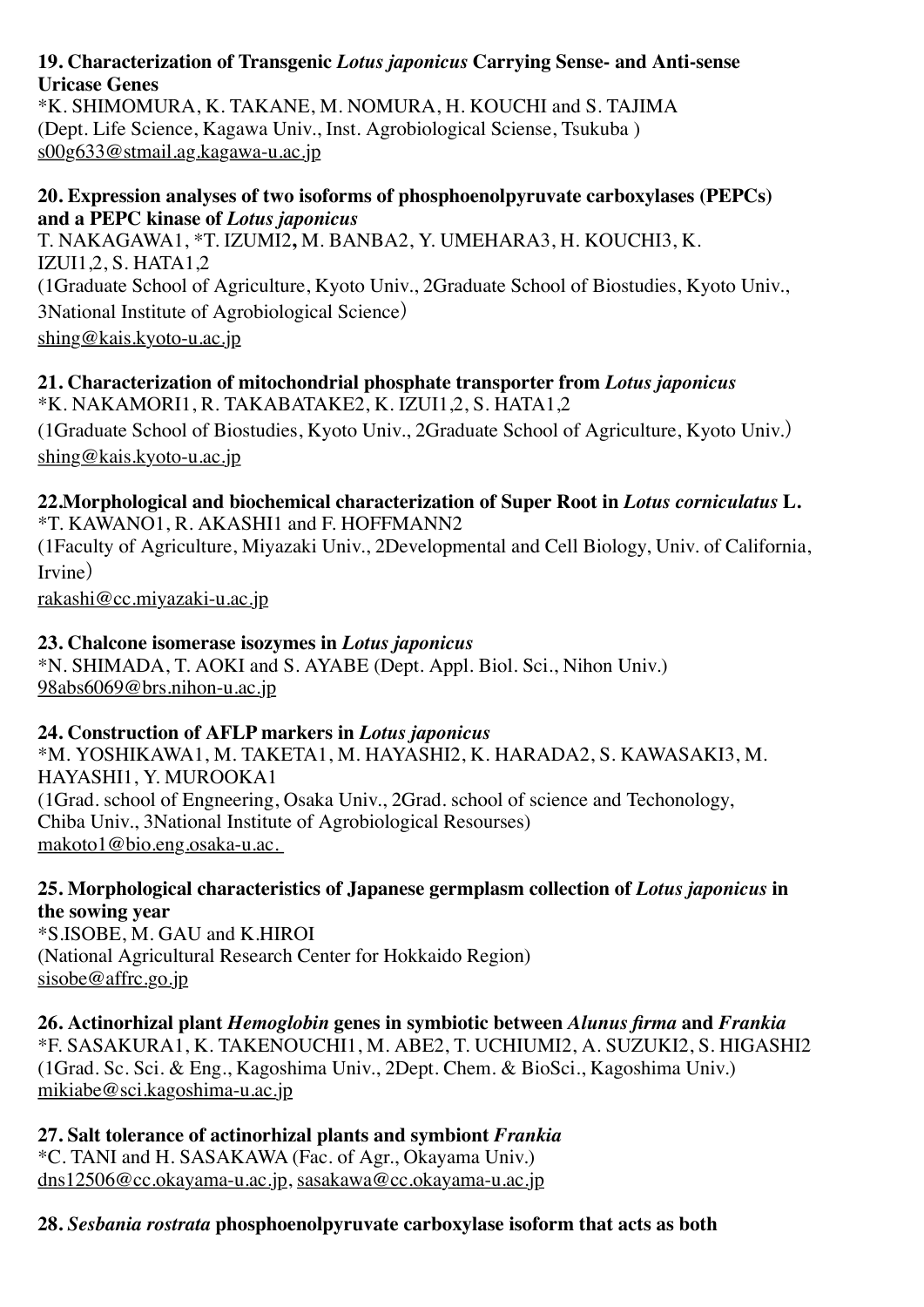**19. Characterization of Transgenic *Lotus japonicus* Carrying Sense- and Anti-sense Uricase Genes**
*K. SHIMOMURA, K. TAKANE, M. NOMURA, H. KOUCHI and S. TAJIMA
(Dept. Life Science, Kagawa Univ., Inst. Agrobiological Sciense, Tsukuba )
s00g633@stmail.ag.kagawa-u.ac.jp

**20. Expression analyses of two isoforms of phosphoenolpyruvate carboxylases (PEPCs) and a PEPC kinase of *Lotus japonicus***
T. NAKAGAWA1, *T. IZUMI2, M. BANBA2, Y. UMEHARA3, H. KOUCHI3, K. IZUI1,2, S. HATA1,2
(1Graduate School of Agriculture, Kyoto Univ., 2Graduate School of Biostudies, Kyoto Univ., 3National Institute of Agrobiological Science)
shing@kais.kyoto-u.ac.jp

**21. Characterization of mitochondrial phosphate transporter from *Lotus japonicus***
*K. NAKAMORI1, R. TAKABATAKE2, K. IZUI1,2, S. HATA1,2
(1Graduate School of Biostudies, Kyoto Univ., 2Graduate School of Agriculture, Kyoto Univ.)
shing@kais.kyoto-u.ac.jp

**22.Morphological and biochemical characterization of Super Root in *Lotus corniculatus* L.**
*T. KAWANO1, R. AKASHI1 and F. HOFFMANN2
(1Faculty of Agriculture, Miyazaki Univ., 2Developmental and Cell Biology, Univ. of California, Irvine)
rakashi@cc.miyazaki-u.ac.jp

**23. Chalcone isomerase isozymes in *Lotus japonicus***
*N. SHIMADA, T. AOKI and S. AYABE (Dept. Appl. Biol. Sci., Nihon Univ.)
98abs6069@brs.nihon-u.ac.jp

**24. Construction of AFLP markers in *Lotus japonicus***
*M. YOSHIKAWA1, M. TAKETA1, M. HAYASHI2, K. HARADA2, S. KAWASAKI3, M. HAYASHI1, Y. MUROOKA1
(1Grad. school of Engneering, Osaka Univ., 2Grad. school of science and Techonology, Chiba Univ., 3National Institute of Agrobiological Resourses)
makoto1@bio.eng.osaka-u.ac.

**25. Morphological characteristics of Japanese germplasm collection of *Lotus japonicus* in the sowing year**
*S.ISOBE, M. GAU and K.HIROI
(National Agricultural Research Center for Hokkaido Region)
sisobe@affrc.go.jp

**26. Actinorhizal plant *Hemoglobin* genes in symbiotic between *Alunus firma* and *Frankia***
*F. SASAKURA1, K. TAKENOUCHI1, M. ABE2, T. UCHIUMI2, A. SUZUKI2, S. HIGASHI2
(1Grad. Sc. Sci. & Eng., Kagoshima Univ., 2Dept. Chem. & BioSci., Kagoshima Univ.)
mikiabe@sci.kagoshima-u.ac.jp

**27. Salt tolerance of actinorhizal plants and symbiont *Frankia***
*C. TANI and H. SASAKAWA (Fac. of Agr., Okayama Univ.)
dns12506@cc.okayama-u.ac.jp, sasakawa@cc.okayama-u.ac.jp

**28. *Sesbania rostrata* phosphoenolpyruvate carboxylase isoform that acts as both**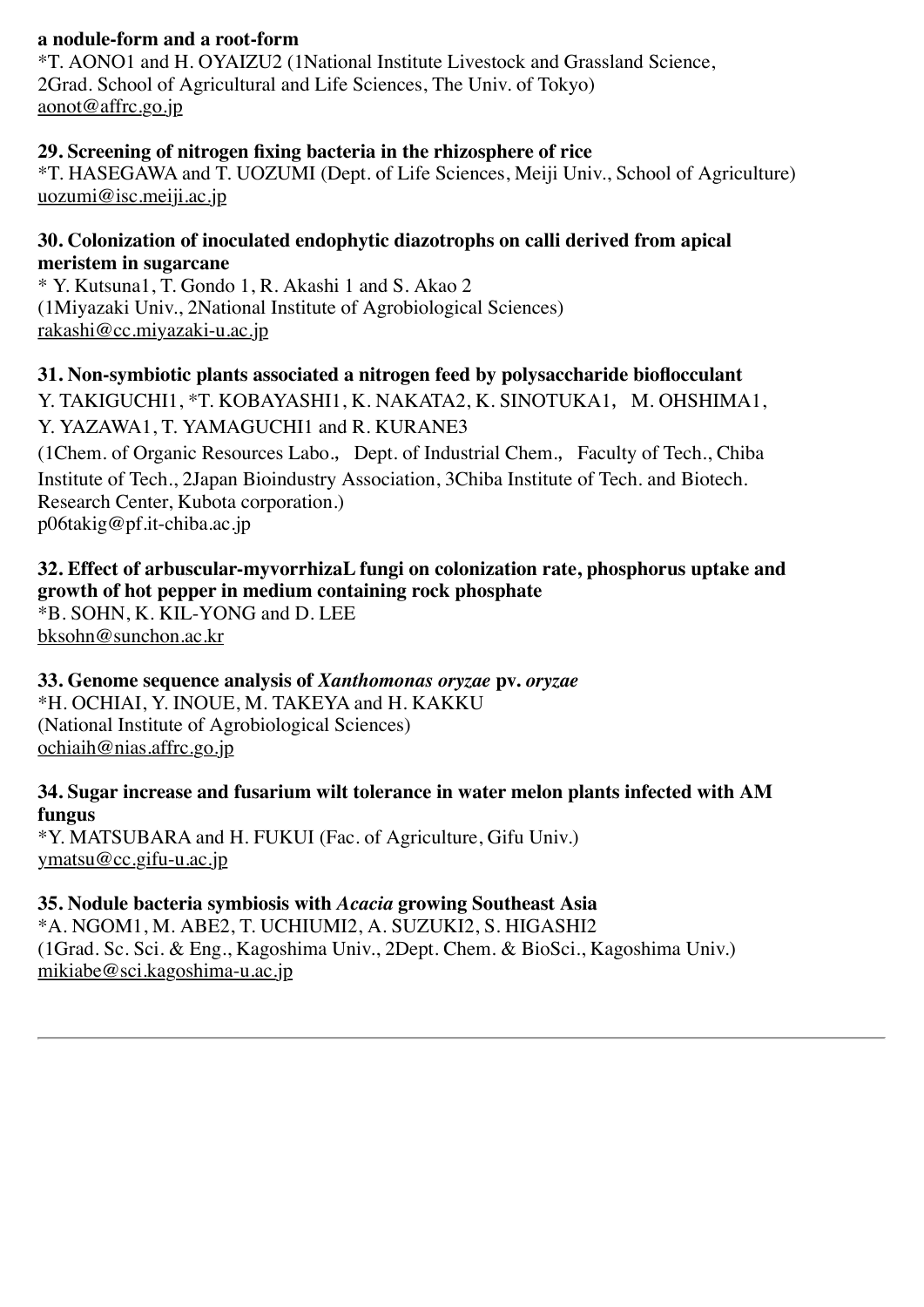**a nodule-form and a root-form**

*T. AONO1 and H. OYAIZU2 (1National Institute Livestock and Grassland Science, 2Grad. School of Agricultural and Life Sciences, The Univ. of Tokyo)
aonot@affrc.go.jp

**29. Screening of nitrogen fixing bacteria in the rhizosphere of rice**

*T. HASEGAWA and T. UOZUMI (Dept. of Life Sciences, Meiji Univ., School of Agriculture)
uozumi@isc.meiji.ac.jp

**30. Colonization of inoculated endophytic diazotrophs on calli derived from apical meristem in sugarcane**

* Y. Kutsuna1, T. Gondo 1, R. Akashi 1 and S. Akao 2
(1Miyazaki Univ., 2National Institute of Agrobiological Sciences)
rakashi@cc.miyazaki-u.ac.jp

**31. Non-symbiotic plants associated a nitrogen feed by polysaccharide bioflocculant**

Y. TAKIGUCHI1, *T. KOBAYASHI1, K. NAKATA2, K. SINOTUKA1, M. OHSHIMA1, Y. YAZAWA1, T. YAMAGUCHI1 and R. KURANE3
(1Chem. of Organic Resources Labo., Dept. of Industrial Chem., Faculty of Tech., Chiba Institute of Tech., 2Japan Bioindustry Association, 3Chiba Institute of Tech. and Biotech. Research Center, Kubota corporation.)
p06takig@pf.it-chiba.ac.jp

**32. Effect of arbuscular-myvorrhizaL fungi on colonization rate, phosphorus uptake and growth of hot pepper in medium containing rock phosphate**

*B. SOHN, K. KIL-YONG and D. LEE
bksohn@sunchon.ac.kr

**33. Genome sequence analysis of *Xanthomonas oryzae* pv. *oryzae***

*H. OCHIAI, Y. INOUE, M. TAKEYA and H. KAKKU
(National Institute of Agrobiological Sciences)
ochiaih@nias.affrc.go.jp

**34. Sugar increase and fusarium wilt tolerance in water melon plants infected with AM fungus**

*Y. MATSUBARA and H. FUKUI (Fac. of Agriculture, Gifu Univ.)
ymatsu@cc.gifu-u.ac.jp

**35. Nodule bacteria symbiosis with *Acacia* growing Southeast Asia**

*A. NGOM1, M. ABE2, T. UCHIUMI2, A. SUZUKI2, S. HIGASHI2
(1Grad. Sc. Sci. & Eng., Kagoshima Univ., 2Dept. Chem. & BioSci., Kagoshima Univ.)
mikiabe@sci.kagoshima-u.ac.jp

---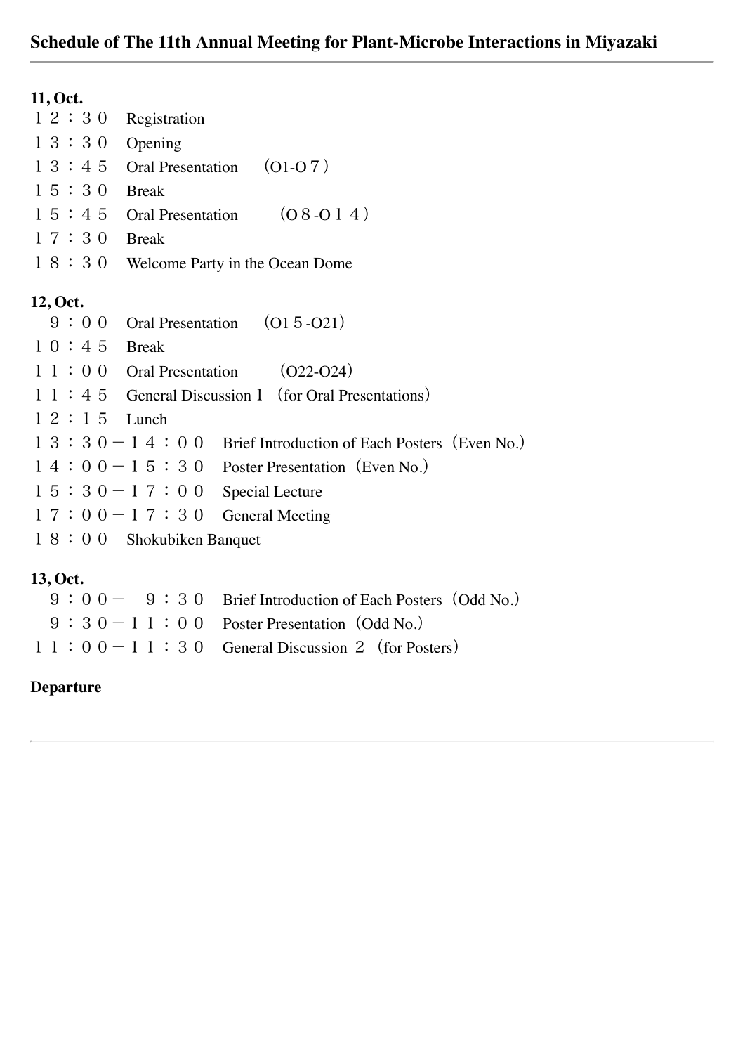## Schedule of The 11th Annual Meeting for Plant-Microbe Interactions in Miyazaki

**11, Oct.**

１２：３０　Registration
１３：３０　Opening
１３：４５　Oral Presentation　（O1-O７）
１５：３０　Break
１５：４５　Oral Presentation　（O８-O１４）
１７：３０　Break
１８：３０　Welcome Party in the Ocean Dome

**12, Oct.**

９：００　Oral Presentation　（O1５-O21）
１０：４５　Break
１１：００　Oral Presentation　（O22-O24）
１１：４５　General Discussion 1　（for Oral Presentations）
１２：１５　Lunch
１３：３０－１４：００　Brief Introduction of Each Posters（Even No.）
１４：００－１５：３０　Poster Presentation（Even No.）
１５：３０－１７：００　Special Lecture
１７：００－１７：３０　General Meeting
１８：００　Shokubiken Banquet

**13, Oct.**

９：００－　９：３０　Brief Introduction of Each Posters（Odd No.）
９：３０－１１：００　Poster Presentation（Odd No.）
１１：００－１１：３０　General Discussion ２（for Posters）

**Departure**